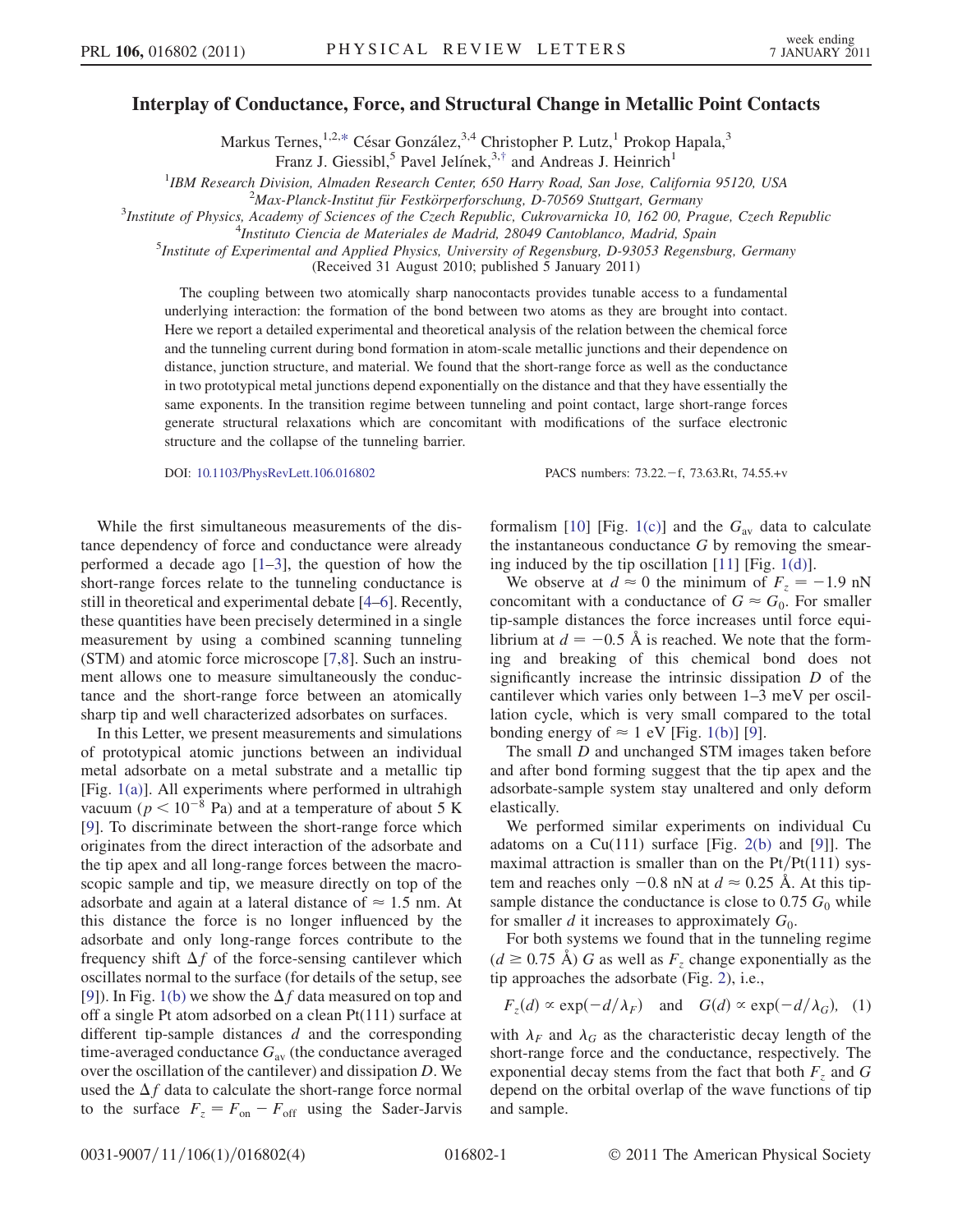# Interplay of Conductance, Force, and Structural Change in Metallic Point Contacts

Markus Ternes,[1,2,*] César González,[3,4] Christopher P. Lutz,[1] Prokop Hapala,[3] Franz J. Giessibl,[5] Pavel Jelínek,[3,†] and Andreas J. Heinrich[1]

[1]*IBM Research Division, Almaden Research Center, 650 Harry Road, San Jose, California 95120, USA*
[2]*Max-Planck-Institut für Festkörperforschung, D-70569 Stuttgart, Germany*
[3]*Institute of Physics, Academy of Sciences of the Czech Republic, Cukrovarnicka 10, 162 00, Prague, Czech Republic*
[4]*Instituto Ciencia de Materiales de Madrid, 28049 Cantoblanco, Madrid, Spain*
[5]*Institute of Experimental and Applied Physics, University of Regensburg, D-93053 Regensburg, Germany*

(Received 31 August 2010; published 5 January 2011)

The coupling between two atomically sharp nanocontacts provides tunable access to a fundamental underlying interaction: the formation of the bond between two atoms as they are brought into contact. Here we report a detailed experimental and theoretical analysis of the relation between the chemical force and the tunneling current during bond formation in atom-scale metallic junctions and their dependence on distance, junction structure, and material. We found that the short-range force as well as the conductance in two prototypical metal junctions depend exponentially on the distance and that they have essentially the same exponents. In the transition regime between tunneling and point contact, large short-range forces generate structural relaxations which are concomitant with modifications of the surface electronic structure and the collapse of the tunneling barrier.

DOI: 10.1103/PhysRevLett.106.016802 PACS numbers: 73.22.−f, 73.63.Rt, 74.55.+v

While the first simultaneous measurements of the distance dependency of force and conductance were already performed a decade ago [1–3], the question of how the short-range forces relate to the tunneling conductance is still in theoretical and experimental debate [4–6]. Recently, these quantities have been precisely determined in a single measurement by using a combined scanning tunneling (STM) and atomic force microscope [7,8]. Such an instrument allows one to measure simultaneously the conductance and the short-range force between an atomically sharp tip and well characterized adsorbates on surfaces.

In this Letter, we present measurements and simulations of prototypical atomic junctions between an individual metal adsorbate on a metal substrate and a metallic tip [Fig. 1(a)]. All experiments where performed in ultrahigh vacuum ($p < 10^{-8}$ Pa) and at a temperature of about 5 K [9]. To discriminate between the short-range force which originates from the direct interaction of the adsorbate and the tip apex and all long-range forces between the macroscopic sample and tip, we measure directly on top of the adsorbate and again at a lateral distance of $\approx 1.5$ nm. At this distance the force is no longer influenced by the adsorbate and only long-range forces contribute to the frequency shift $\Delta f$ of the force-sensing cantilever which oscillates normal to the surface (for details of the setup, see [9]). In Fig. 1(b) we show the $\Delta f$ data measured on top and off a single Pt atom adsorbed on a clean Pt(111) surface at different tip-sample distances $d$ and the corresponding time-averaged conductance $G_{\text{av}}$ (the conductance averaged over the oscillation of the cantilever) and dissipation $D$. We used the $\Delta f$ data to calculate the short-range force normal to the surface $F_z = F_{\text{on}} - F_{\text{off}}$ using the Sader-Jarvis formalism [10] [Fig. 1(c)] and the $G_{\text{av}}$ data to calculate the instantaneous conductance $G$ by removing the smearing induced by the tip oscillation [11] [Fig. 1(d)].

We observe at $d \approx 0$ the minimum of $F_z = -1.9$ nN concomitant with a conductance of $G \approx G_0$. For smaller tip-sample distances the force increases until force equilibrium at $d = -0.5$ Å is reached. We note that the forming and breaking of this chemical bond does not significantly increase the intrinsic dissipation $D$ of the cantilever which varies only between 1–3 meV per oscillation cycle, which is very small compared to the total bonding energy of $\approx 1$ eV [Fig. 1(b)] [9].

The small $D$ and unchanged STM images taken before and after bond forming suggest that the tip apex and the adsorbate-sample system stay unaltered and only deform elastically.

We performed similar experiments on individual Cu adatoms on a Cu(111) surface [Fig. 2(b) and [9]]. The maximal attraction is smaller than on the Pt/Pt(111) system and reaches only $-0.8$ nN at $d \approx 0.25$ Å. At this tip-sample distance the conductance is close to $0.75\,G_0$ while for smaller $d$ it increases to approximately $G_0$.

For both systems we found that in the tunneling regime ($d \gtrsim 0.75$ Å) $G$ as well as $F_z$ change exponentially as the tip approaches the adsorbate (Fig. 2), i.e.,

$$F_z(d) \propto \exp(-d/\lambda_F) \quad \text{and} \quad G(d) \propto \exp(-d/\lambda_G), \quad (1)$$

with $\lambda_F$ and $\lambda_G$ as the characteristic decay length of the short-range force and the conductance, respectively. The exponential decay stems from the fact that both $F_z$ and $G$ depend on the orbital overlap of the wave functions of tip and sample.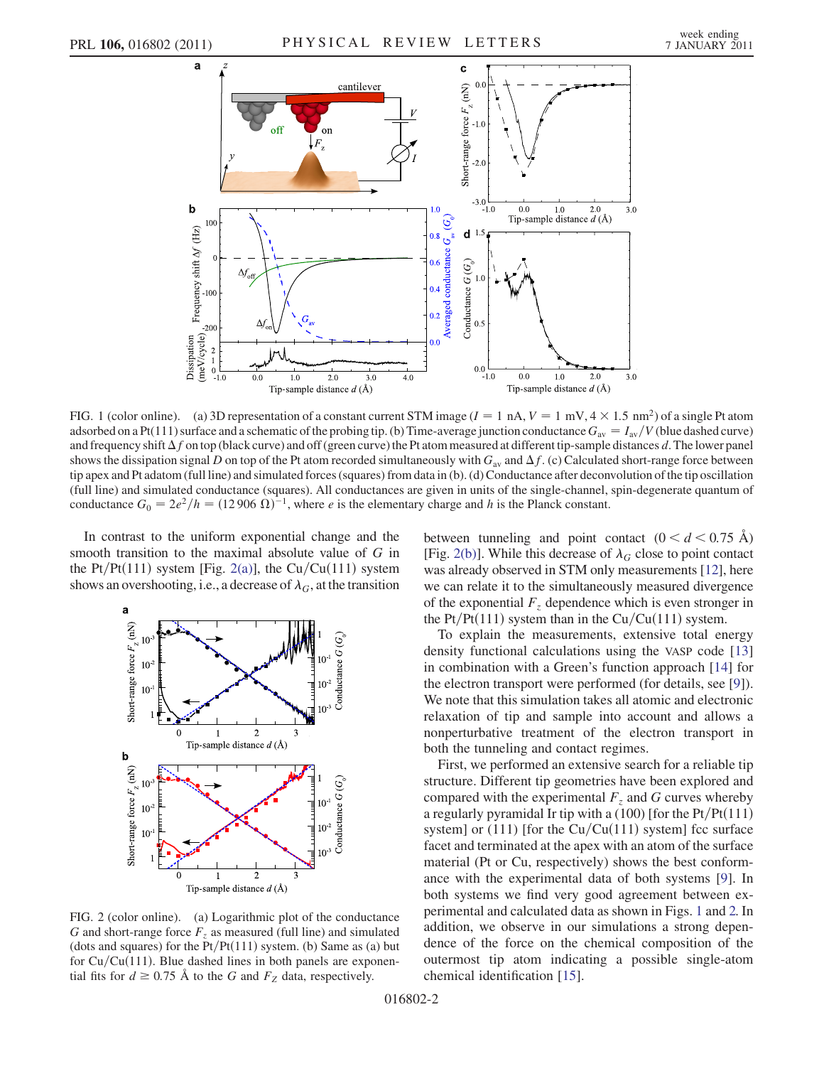FIG. 1 (color online). (a) 3D representation of a constant current STM image ($I = 1$ nA, $V = 1$ mV, $4 \times 1.5$ nm$^2$) of a single Pt atom adsorbed on a Pt(111) surface and a schematic of the probing tip. (b) Time-average junction conductance $G_{av} = I_{av}/V$ (blue dashed curve) and frequency shift $\Delta f$ on top (black curve) and off (green curve) the Pt atom measured at different tip-sample distances $d$. The lower panel shows the dissipation signal $D$ on top of the Pt atom recorded simultaneously with $G_{av}$ and $\Delta f$. (c) Calculated short-range force between tip apex and Pt adatom (full line) and simulated forces (squares) from data in (b). (d) Conductance after deconvolution of the tip oscillation (full line) and simulated conductance (squares). All conductances are given in units of the single-channel, spin-degenerate quantum of conductance $G_0 = 2e^2/h = (12\,906\ \Omega)^{-1}$, where $e$ is the elementary charge and $h$ is the Planck constant.

In contrast to the uniform exponential change and the smooth transition to the maximal absolute value of $G$ in the Pt/Pt(111) system [Fig. 2(a)], the Cu/Cu(111) system shows an overshooting, i.e., a decrease of $\lambda_G$, at the transition between tunneling and point contact ($0 < d < 0.75$ Å) [Fig. 2(b)]. While this decrease of $\lambda_G$ close to point contact was already observed in STM only measurements [12], here we can relate it to the simultaneously measured divergence of the exponential $F_z$ dependence which is even stronger in the Pt/Pt(111) system than in the Cu/Cu(111) system.

FIG. 2 (color online). (a) Logarithmic plot of the conductance $G$ and short-range force $F_z$ as measured (full line) and simulated (dots and squares) for the Pt/Pt(111) system. (b) Same as (a) but for Cu/Cu(111). Blue dashed lines in both panels are exponential fits for $d \geq 0.75$ Å to the $G$ and $F_Z$ data, respectively.

To explain the measurements, extensive total energy density functional calculations using the VASP code [13] in combination with a Green's function approach [14] for the electron transport were performed (for details, see [9]). We note that this simulation takes all atomic and electronic relaxation of tip and sample into account and allows a nonperturbative treatment of the electron transport in both the tunneling and contact regimes.

First, we performed an extensive search for a reliable tip structure. Different tip geometries have been explored and compared with the experimental $F_z$ and $G$ curves whereby a regularly pyramidal Ir tip with a (100) [for the Pt/Pt(111) system] or (111) [for the Cu/Cu(111) system] fcc surface facet and terminated at the apex with an atom of the surface material (Pt or Cu, respectively) shows the best conformance with the experimental data of both systems [9]. In both systems we find very good agreement between experimental and calculated data as shown in Figs. 1 and 2. In addition, we observe in our simulations a strong dependence of the force on the chemical composition of the outermost tip atom indicating a possible single-atom chemical identification [15].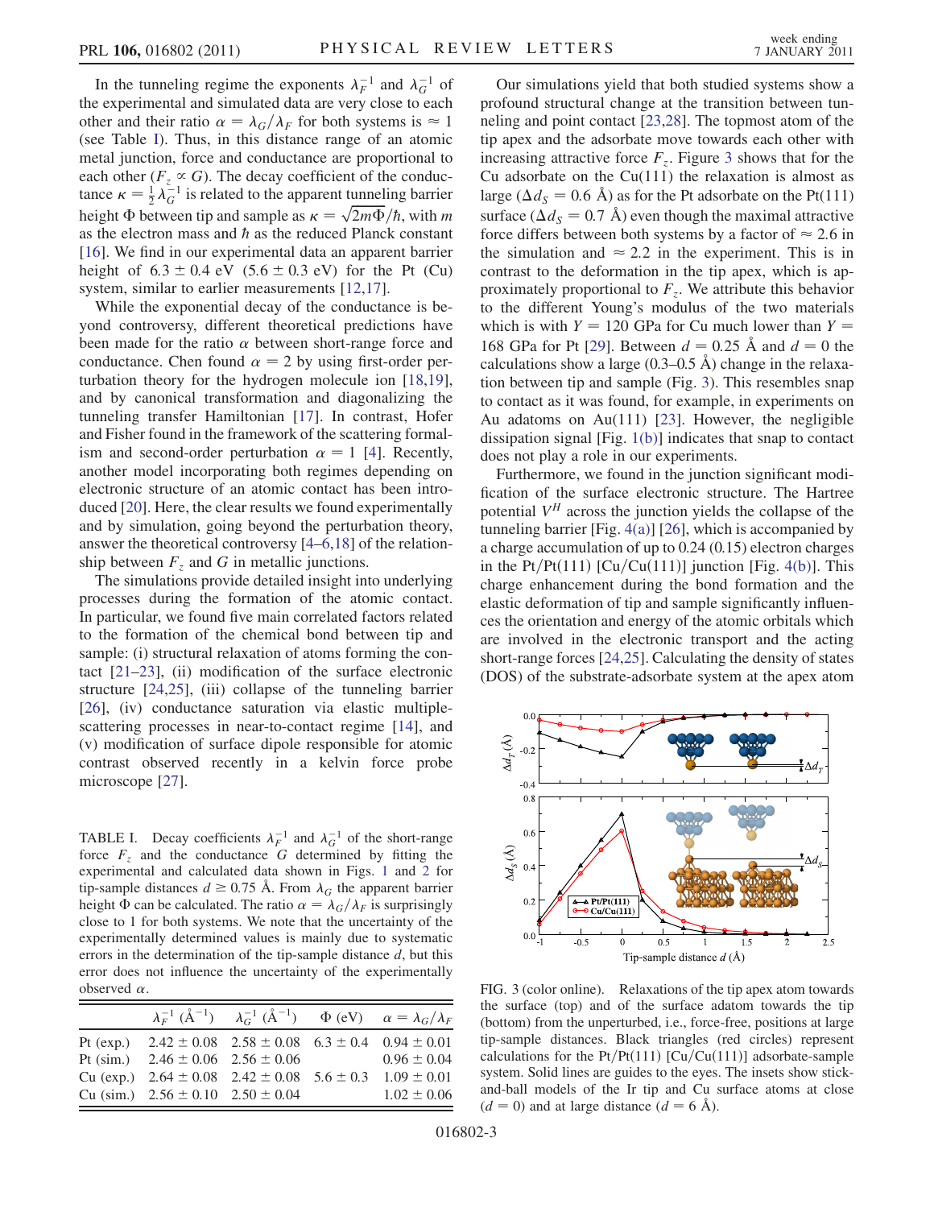In the tunneling regime the exponents $\lambda_F^{-1}$ and $\lambda_G^{-1}$ of the experimental and simulated data are very close to each other and their ratio $\alpha = \lambda_G/\lambda_F$ for both systems is $\approx 1$ (see Table I). Thus, in this distance range of an atomic metal junction, force and conductance are proportional to each other ($F_z \propto G$). The decay coefficient of the conductance $\kappa = \frac{1}{2}\lambda_G^{-1}$ is related to the apparent tunneling barrier height $\Phi$ between tip and sample as $\kappa = \sqrt{2m\Phi}/\hbar$, with $m$ as the electron mass and $\hbar$ as the reduced Planck constant [16]. We find in our experimental data an apparent barrier height of $6.3 \pm 0.4$ eV ($5.6 \pm 0.3$ eV) for the Pt (Cu) system, similar to earlier measurements [12,17].

While the exponential decay of the conductance is beyond controversy, different theoretical predictions have been made for the ratio $\alpha$ between short-range force and conductance. Chen found $\alpha = 2$ by using first-order perturbation theory for the hydrogen molecule ion [18,19], and by canonical transformation and diagonalizing the tunneling transfer Hamiltonian [17]. In contrast, Hofer and Fisher found in the framework of the scattering formalism and second-order perturbation $\alpha = 1$ [4]. Recently, another model incorporating both regimes depending on electronic structure of an atomic contact has been introduced [20]. Here, the clear results we found experimentally and by simulation, going beyond the perturbation theory, answer the theoretical controversy [4–6,18] of the relationship between $F_z$ and $G$ in metallic junctions.

The simulations provide detailed insight into underlying processes during the formation of the atomic contact. In particular, we found five main correlated factors related to the formation of the chemical bond between tip and sample: (i) structural relaxation of atoms forming the contact [21–23], (ii) modification of the surface electronic structure [24,25], (iii) collapse of the tunneling barrier [26], (iv) conductance saturation via elastic multiple-scattering processes in near-to-contact regime [14], and (v) modification of surface dipole responsible for atomic contrast observed recently in a kelvin force probe microscope [27].

TABLE I. Decay coefficients $\lambda_F^{-1}$ and $\lambda_G^{-1}$ of the short-range force $F_z$ and the conductance $G$ determined by fitting the experimental and calculated data shown in Figs. 1 and 2 for tip-sample distances $d \geq 0.75$ Å. From $\lambda_G$ the apparent barrier height $\Phi$ can be calculated. The ratio $\alpha = \lambda_G/\lambda_F$ is surprisingly close to 1 for both systems. We note that the uncertainty of the experimentally determined values is mainly due to systematic errors in the determination of the tip-sample distance $d$, but this error does not influence the uncertainty of the experimentally observed $\alpha$.

| | $\lambda_F^{-1}$ (Å$^{-1}$) | $\lambda_G^{-1}$ (Å$^{-1}$) | $\Phi$ (eV) | $\alpha = \lambda_G/\lambda_F$ |
|---|---|---|---|---|
| Pt (exp.) | $2.42 \pm 0.08$ | $2.58 \pm 0.08$ | $6.3 \pm 0.4$ | $0.94 \pm 0.01$ |
| Pt (sim.) | $2.46 \pm 0.06$ | $2.56 \pm 0.06$ | | $0.96 \pm 0.04$ |
| Cu (exp.) | $2.64 \pm 0.08$ | $2.42 \pm 0.08$ | $5.6 \pm 0.3$ | $1.09 \pm 0.01$ |
| Cu (sim.) | $2.56 \pm 0.10$ | $2.50 \pm 0.04$ | | $1.02 \pm 0.06$ |

Our simulations yield that both studied systems show a profound structural change at the transition between tunneling and point contact [23,28]. The topmost atom of the tip apex and the adsorbate move towards each other with increasing attractive force $F_z$. Figure 3 shows that for the Cu adsorbate on the Cu(111) the relaxation is almost as large ($\Delta d_S = 0.6$ Å) as for the Pt adsorbate on the Pt(111) surface ($\Delta d_S = 0.7$ Å) even though the maximal attractive force differs between both systems by a factor of $\approx 2.6$ in the simulation and $\approx 2.2$ in the experiment. This is in contrast to the deformation in the tip apex, which is approximately proportional to $F_z$. We attribute this behavior to the different Young's modulus of the two materials which is with $Y = 120$ GPa for Cu much lower than $Y = 168$ GPa for Pt [29]. Between $d = 0.25$ Å and $d = 0$ the calculations show a large (0.3–0.5 Å) change in the relaxation between tip and sample (Fig. 3). This resembles snap to contact as it was found, for example, in experiments on Au adatoms on Au(111) [23]. However, the negligible dissipation signal [Fig. 1(b)] indicates that snap to contact does not play a role in our experiments.

Furthermore, we found in the junction significant modification of the surface electronic structure. The Hartree potential $V^H$ across the junction yields the collapse of the tunneling barrier [Fig. 4(a)] [26], which is accompanied by a charge accumulation of up to 0.24 (0.15) electron charges in the Pt/Pt(111) [Cu/Cu(111)] junction [Fig. 4(b)]. This charge enhancement during the bond formation and the elastic deformation of tip and sample significantly influences the orientation and energy of the atomic orbitals which are involved in the electronic transport and the acting short-range forces [24,25]. Calculating the density of states (DOS) of the substrate-adsorbate system at the apex atom

FIG. 3 (color online). Relaxations of the tip apex atom towards the surface (top) and of the surface adatom towards the tip (bottom) from the unperturbed, i.e., force-free, positions at large tip-sample distances. Black triangles (red circles) represent calculations for the Pt/Pt(111) [Cu/Cu(111)] adsorbate-sample system. Solid lines are guides to the eyes. The insets show stick-and-ball models of the Ir tip and Cu surface atoms at close ($d = 0$) and at large distance ($d = 6$ Å).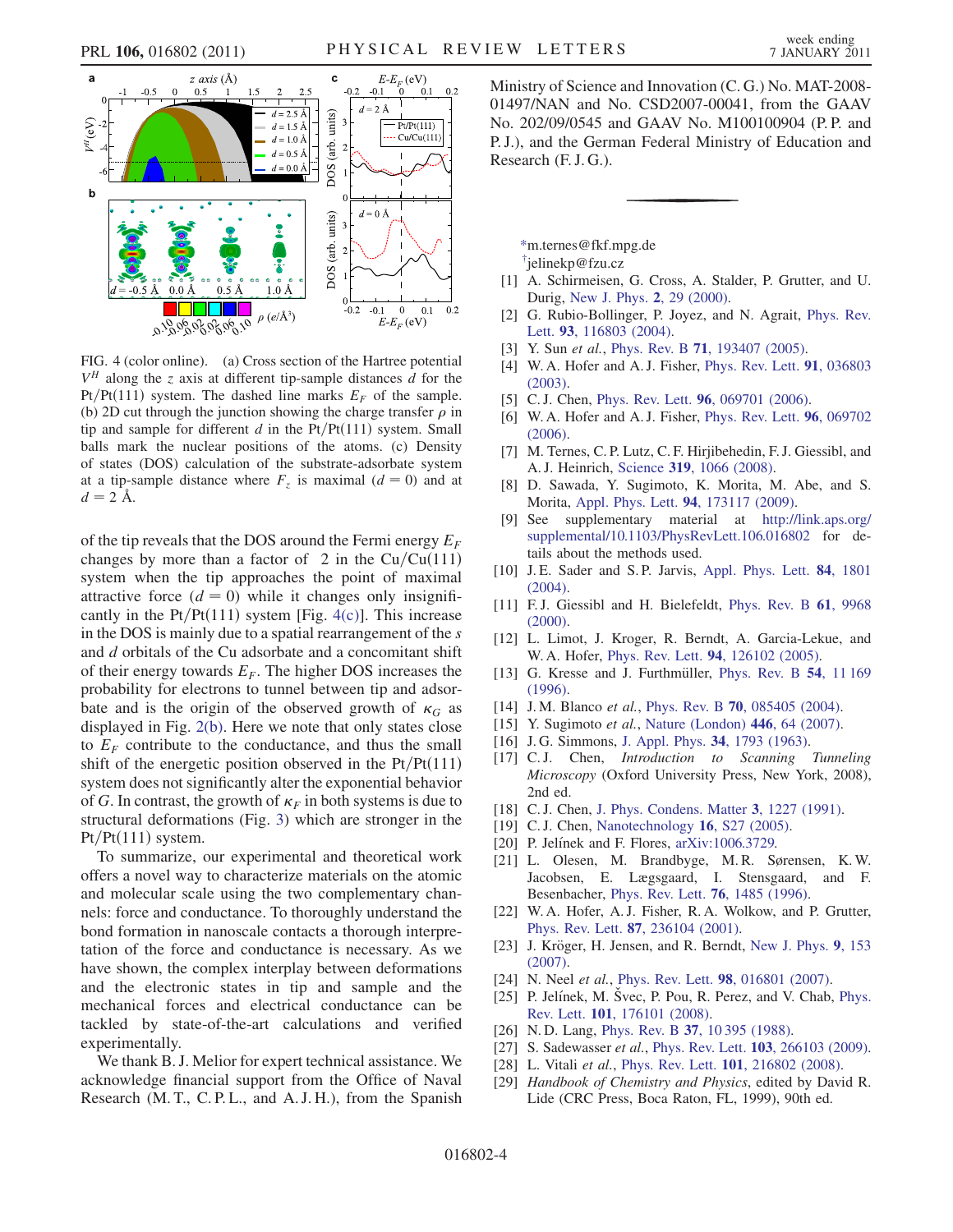a

z axis (Å)

-1 -0.5 0 0.5 1 1.5 2 2.5

$V^H$ (eV)

0 -2 -4 -6

d = 2.5 Å
d = 1.5 Å
d = 1.0 Å
d = 0.5 Å
d = 0.0 Å

b

d = -0.5 Å 0.0 Å 0.5 Å 1.0 Å

-0.10 -0.06 -0.02 0.02 0.06 0.10 $\rho$ ($e$/Å³)

c

$E$-$E_F$ (eV)

-0.2 -0.1 0 0.1 0.2

d = 2 Å

Pt/Pt(111)
Cu/Cu(111)

DOS (arb. units)

d = 0 Å

$E$-$E_F$ (eV)

FIG. 4 (color online). (a) Cross section of the Hartree potential $V^H$ along the $z$ axis at different tip-sample distances $d$ for the Pt/Pt(111) system. The dashed line marks $E_F$ of the sample. (b) 2D cut through the junction showing the charge transfer $\rho$ in tip and sample for different $d$ in the Pt/Pt(111) system. Small balls mark the nuclear positions of the atoms. (c) Density of states (DOS) calculation of the substrate-adsorbate system at a tip-sample distance where $F_z$ is maximal ($d = 0$) and at $d = 2$ Å.

of the tip reveals that the DOS around the Fermi energy $E_F$ changes by more than a factor of 2 in the Cu/Cu(111) system when the tip approaches the point of maximal attractive force ($d = 0$) while it changes only insignificantly in the Pt/Pt(111) system [Fig. 4(c)]. This increase in the DOS is mainly due to a spatial rearrangement of the $s$ and $d$ orbitals of the Cu adsorbate and a concomitant shift of their energy towards $E_F$. The higher DOS increases the probability for electrons to tunnel between tip and adsorbate and is the origin of the observed growth of $\kappa_G$ as displayed in Fig. 2(b). Here we note that only states close to $E_F$ contribute to the conductance, and thus the small shift of the energetic position observed in the Pt/Pt(111) system does not significantly alter the exponential behavior of $G$. In contrast, the growth of $\kappa_F$ in both systems is due to structural deformations (Fig. 3) which are stronger in the Pt/Pt(111) system.

To summarize, our experimental and theoretical work offers a novel way to characterize materials on the atomic and molecular scale using the two complementary channels: force and conductance. To thoroughly understand the bond formation in nanoscale contacts a thorough interpretation of the force and conductance is necessary. As we have shown, the complex interplay between deformations and the electronic states in tip and sample and the mechanical forces and electrical conductance can be tackled by state-of-the-art calculations and verified experimentally.

We thank B. J. Melior for expert technical assistance. We acknowledge financial support from the Office of Naval Research (M. T., C. P. L., and A. J. H.), from the Spanish Ministry of Science and Innovation (C. G.) No. MAT-2008-01497/NAN and No. CSD2007-00041, from the GAAV No. 202/09/0545 and GAAV No. M100100904 (P. P. and P. J.), and the German Federal Ministry of Education and Research (F. J. G.).

*m.ternes@fkf.mpg.de

†jelinekp@fzu.cz

[1] A. Schirmeisen, G. Cross, A. Stalder, P. Grutter, and U. Durig, New J. Phys. **2**, 29 (2000).

[2] G. Rubio-Bollinger, P. Joyez, and N. Agrait, Phys. Rev. Lett. **93**, 116803 (2004).

[3] Y. Sun *et al.*, Phys. Rev. B **71**, 193407 (2005).

[4] W. A. Hofer and A. J. Fisher, Phys. Rev. Lett. **91**, 036803 (2003).

[5] C. J. Chen, Phys. Rev. Lett. **96**, 069701 (2006).

[6] W. A. Hofer and A. J. Fisher, Phys. Rev. Lett. **96**, 069702 (2006).

[7] M. Ternes, C. P. Lutz, C. F. Hirjibehedin, F. J. Giessibl, and A. J. Heinrich, Science **319**, 1066 (2008).

[8] D. Sawada, Y. Sugimoto, K. Morita, M. Abe, and S. Morita, Appl. Phys. Lett. **94**, 173117 (2009).

[9] See supplementary material at http://link.aps.org/supplemental/10.1103/PhysRevLett.106.016802 for details about the methods used.

[10] J. E. Sader and S. P. Jarvis, Appl. Phys. Lett. **84**, 1801 (2004).

[11] F. J. Giessibl and H. Bielefeldt, Phys. Rev. B **61**, 9968 (2000).

[12] L. Limot, J. Kroger, R. Berndt, A. Garcia-Lekue, and W. A. Hofer, Phys. Rev. Lett. **94**, 126102 (2005).

[13] G. Kresse and J. Furthmüller, Phys. Rev. B **54**, 11 169 (1996).

[14] J. M. Blanco *et al.*, Phys. Rev. B **70**, 085405 (2004).

[15] Y. Sugimoto *et al.*, Nature (London) **446**, 64 (2007).

[16] J. G. Simmons, J. Appl. Phys. **34**, 1793 (1963).

[17] C. J. Chen, *Introduction to Scanning Tunneling Microscopy* (Oxford University Press, New York, 2008), 2nd ed.

[18] C. J. Chen, J. Phys. Condens. Matter **3**, 1227 (1991).

[19] C. J. Chen, Nanotechnology **16**, S27 (2005).

[20] P. Jelínek and F. Flores, arXiv:1006.3729.

[21] L. Olesen, M. Brandbyge, M. R. Sørensen, K. W. Jacobsen, E. Lægsgaard, I. Stensgaard, and F. Besenbacher, Phys. Rev. Lett. **76**, 1485 (1996).

[22] W. A. Hofer, A. J. Fisher, R. A. Wolkow, and P. Grutter, Phys. Rev. Lett. **87**, 236104 (2001).

[23] J. Kröger, H. Jensen, and R. Berndt, New J. Phys. **9**, 153 (2007).

[24] N. Neel *et al.*, Phys. Rev. Lett. **98**, 016801 (2007).

[25] P. Jelínek, M. Švec, P. Pou, R. Perez, and V. Chab, Phys. Rev. Lett. **101**, 176101 (2008).

[26] N. D. Lang, Phys. Rev. B **37**, 10 395 (1988).

[27] S. Sadewasser *et al.*, Phys. Rev. Lett. **103**, 266103 (2009).

[28] L. Vitali *et al.*, Phys. Rev. Lett. **101**, 216802 (2008).

[29] *Handbook of Chemistry and Physics*, edited by David R. Lide (CRC Press, Boca Raton, FL, 1999), 90th ed.